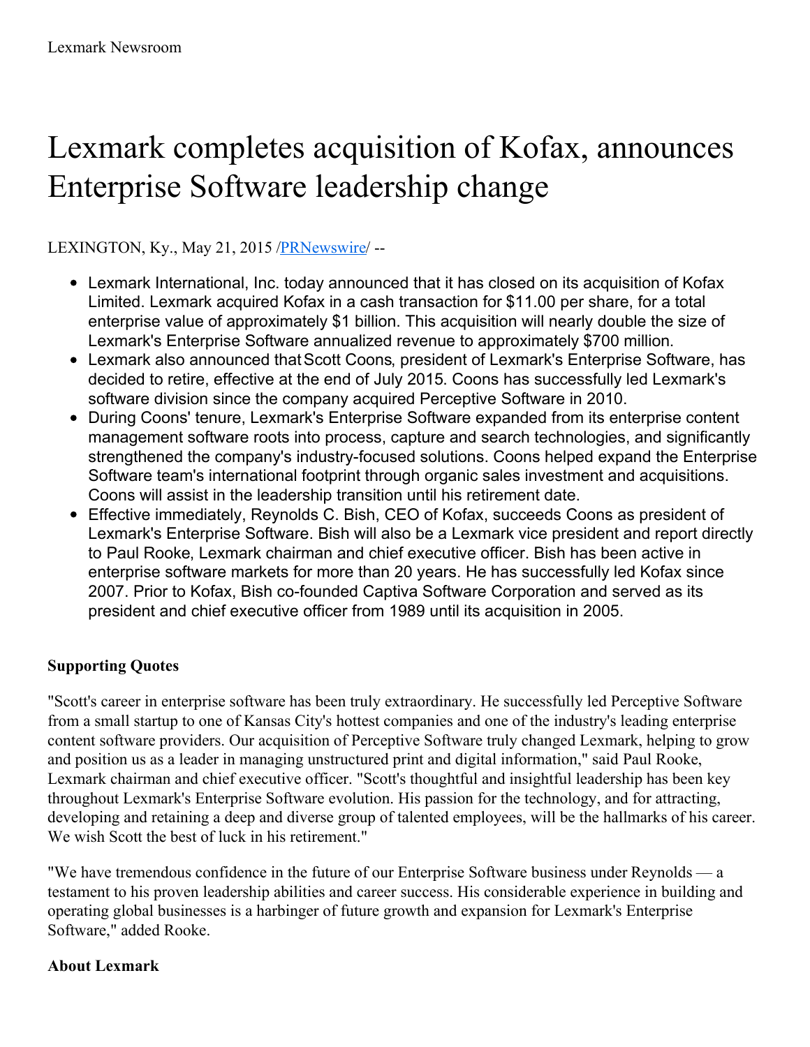Lexmark Newsroom

# Lexmark completes acquisition of Kofax, announces Enterprise Software leadership change

LEXINGTON, Ky., May 21, 2015 /PRNewswire/ --

- Lexmark International, Inc. today announced that it has closed on its acquisition of Kofax Limited. Lexmark acquired Kofax in a cash transaction for $11.00 per share, for a total enterprise value of approximately $1 billion. This acquisition will nearly double the size of Lexmark's Enterprise Software annualized revenue to approximately $700 million.
- Lexmark also announced that Scott Coons, president of Lexmark's Enterprise Software, has decided to retire, effective at the end of July 2015. Coons has successfully led Lexmark's software division since the company acquired Perceptive Software in 2010.
- During Coons' tenure, Lexmark's Enterprise Software expanded from its enterprise content management software roots into process, capture and search technologies, and significantly strengthened the company's industry-focused solutions. Coons helped expand the Enterprise Software team's international footprint through organic sales investment and acquisitions. Coons will assist in the leadership transition until his retirement date.
- Effective immediately, Reynolds C. Bish, CEO of Kofax, succeeds Coons as president of Lexmark's Enterprise Software. Bish will also be a Lexmark vice president and report directly to Paul Rooke, Lexmark chairman and chief executive officer. Bish has been active in enterprise software markets for more than 20 years. He has successfully led Kofax since 2007. Prior to Kofax, Bish co-founded Captiva Software Corporation and served as its president and chief executive officer from 1989 until its acquisition in 2005.

**Supporting Quotes**

"Scott's career in enterprise software has been truly extraordinary. He successfully led Perceptive Software from a small startup to one of Kansas City's hottest companies and one of the industry's leading enterprise content software providers. Our acquisition of Perceptive Software truly changed Lexmark, helping to grow and position us as a leader in managing unstructured print and digital information," said Paul Rooke, Lexmark chairman and chief executive officer. "Scott's thoughtful and insightful leadership has been key throughout Lexmark's Enterprise Software evolution. His passion for the technology, and for attracting, developing and retaining a deep and diverse group of talented employees, will be the hallmarks of his career. We wish Scott the best of luck in his retirement."

"We have tremendous confidence in the future of our Enterprise Software business under Reynolds — a testament to his proven leadership abilities and career success. His considerable experience in building and operating global businesses is a harbinger of future growth and expansion for Lexmark's Enterprise Software," added Rooke.

**About Lexmark**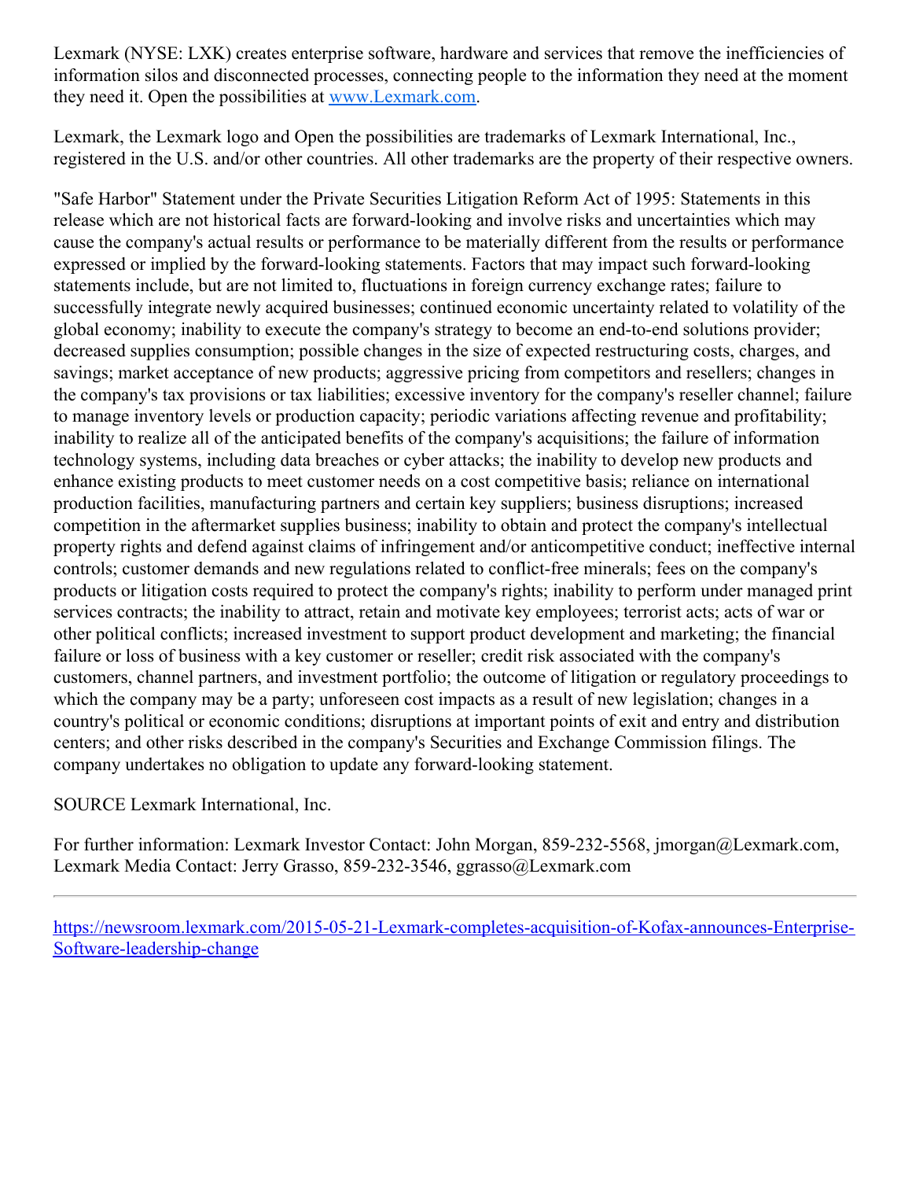Lexmark (NYSE: LXK) creates enterprise software, hardware and services that remove the inefficiencies of information silos and disconnected processes, connecting people to the information they need at the moment they need it. Open the possibilities at [www.Lexmark.com](http://www.Lexmark.com).

Lexmark, the Lexmark logo and Open the possibilities are trademarks of Lexmark International, Inc., registered in the U.S. and/or other countries. All other trademarks are the property of their respective owners.

"Safe Harbor" Statement under the Private Securities Litigation Reform Act of 1995: Statements in this release which are not historical facts are forward-looking and involve risks and uncertainties which may cause the company's actual results or performance to be materially different from the results or performance expressed or implied by the forward-looking statements. Factors that may impact such forward-looking statements include, but are not limited to, fluctuations in foreign currency exchange rates; failure to successfully integrate newly acquired businesses; continued economic uncertainty related to volatility of the global economy; inability to execute the company's strategy to become an end-to-end solutions provider; decreased supplies consumption; possible changes in the size of expected restructuring costs, charges, and savings; market acceptance of new products; aggressive pricing from competitors and resellers; changes in the company's tax provisions or tax liabilities; excessive inventory for the company's reseller channel; failure to manage inventory levels or production capacity; periodic variations affecting revenue and profitability; inability to realize all of the anticipated benefits of the company's acquisitions; the failure of information technology systems, including data breaches or cyber attacks; the inability to develop new products and enhance existing products to meet customer needs on a cost competitive basis; reliance on international production facilities, manufacturing partners and certain key suppliers; business disruptions; increased competition in the aftermarket supplies business; inability to obtain and protect the company's intellectual property rights and defend against claims of infringement and/or anticompetitive conduct; ineffective internal controls; customer demands and new regulations related to conflict-free minerals; fees on the company's products or litigation costs required to protect the company's rights; inability to perform under managed print services contracts; the inability to attract, retain and motivate key employees; terrorist acts; acts of war or other political conflicts; increased investment to support product development and marketing; the financial failure or loss of business with a key customer or reseller; credit risk associated with the company's customers, channel partners, and investment portfolio; the outcome of litigation or regulatory proceedings to which the company may be a party; unforeseen cost impacts as a result of new legislation; changes in a country's political or economic conditions; disruptions at important points of exit and entry and distribution centers; and other risks described in the company's Securities and Exchange Commission filings. The company undertakes no obligation to update any forward-looking statement.

SOURCE Lexmark International, Inc.

For further information: Lexmark Investor Contact: John Morgan, 859-232-5568, jmorgan@Lexmark.com, Lexmark Media Contact: Jerry Grasso, 859-232-3546, ggrasso@Lexmark.com

---

[https://newsroom.lexmark.com/2015-05-21-Lexmark-completes-acquisition-of-Kofax-announces-Enterprise-Software-leadership-change](https://newsroom.lexmark.com/2015-05-21-Lexmark-completes-acquisition-of-Kofax-announces-Enterprise-Software-leadership-change)